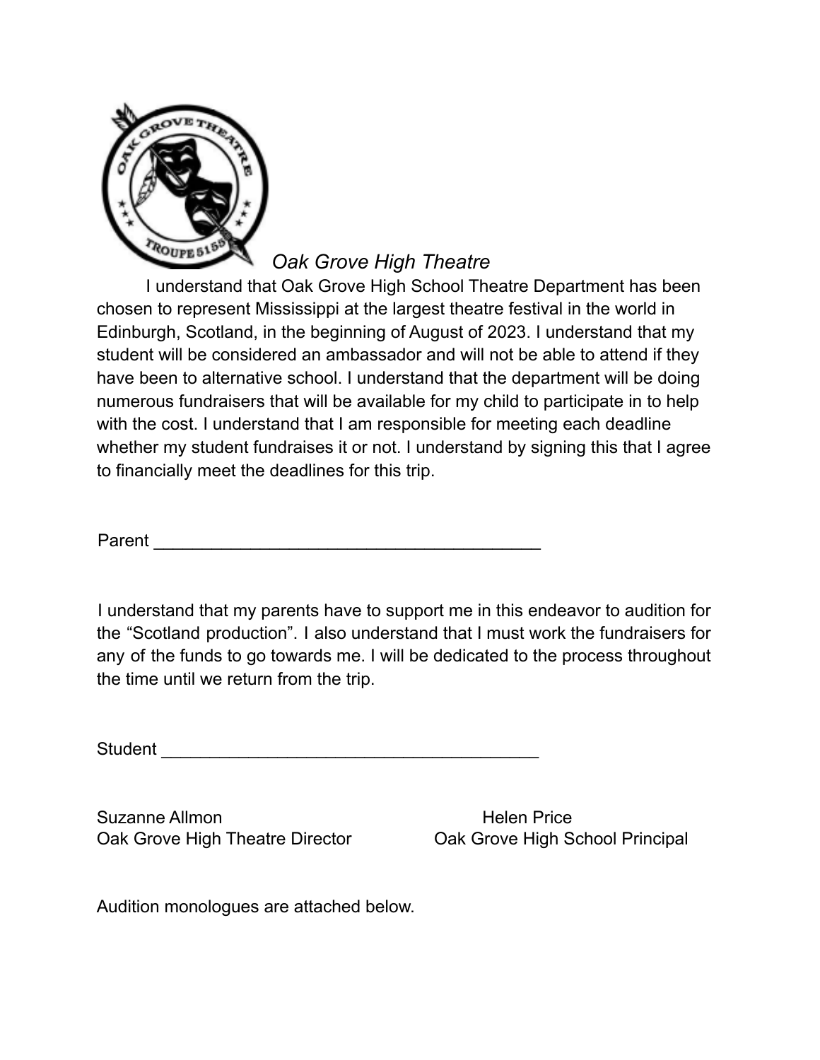*Oak Grove High Theatre*

I understand that Oak Grove High School Theatre Department has been chosen to represent Mississippi at the largest theatre festival in the world in Edinburgh, Scotland, in the beginning of August of 2023. I understand that my student will be considered an ambassador and will not be able to attend if they have been to alternative school. I understand that the department will be doing numerous fundraisers that will be available for my child to participate in to help with the cost. I understand that I am responsible for meeting each deadline whether my student fundraises it or not. I understand by signing this that I agree to financially meet the deadlines for this trip.

Parent ________________________________________

I understand that my parents have to support me in this endeavor to audition for the "Scotland production". I also understand that I must work the fundraisers for any of the funds to go towards me. I will be dedicated to the process throughout the time until we return from the trip.

Student ________________________________________

Suzanne Allmon
Oak Grove High Theatre Director

Helen Price
Oak Grove High School Principal

Audition monologues are attached below.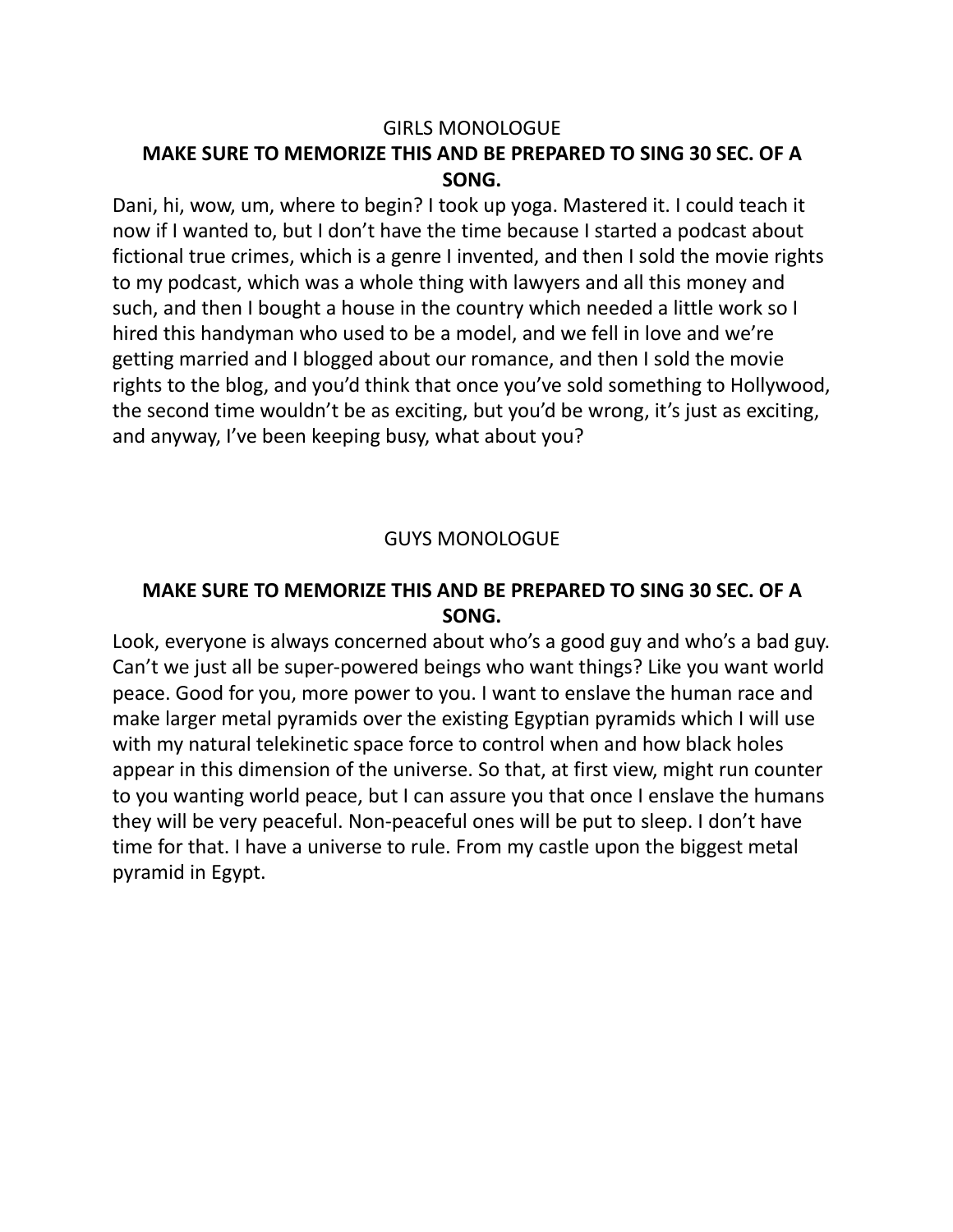## GIRLS MONOLOGUE

**MAKE SURE TO MEMORIZE THIS AND BE PREPARED TO SING 30 SEC. OF A SONG.**

Dani, hi, wow, um, where to begin? I took up yoga. Mastered it. I could teach it now if I wanted to, but I don't have the time because I started a podcast about fictional true crimes, which is a genre I invented, and then I sold the movie rights to my podcast, which was a whole thing with lawyers and all this money and such, and then I bought a house in the country which needed a little work so I hired this handyman who used to be a model, and we fell in love and we're getting married and I blogged about our romance, and then I sold the movie rights to the blog, and you'd think that once you've sold something to Hollywood, the second time wouldn't be as exciting, but you'd be wrong, it's just as exciting, and anyway, I've been keeping busy, what about you?

## GUYS MONOLOGUE

**MAKE SURE TO MEMORIZE THIS AND BE PREPARED TO SING 30 SEC. OF A SONG.**

Look, everyone is always concerned about who's a good guy and who's a bad guy. Can't we just all be super-powered beings who want things? Like you want world peace. Good for you, more power to you. I want to enslave the human race and make larger metal pyramids over the existing Egyptian pyramids which I will use with my natural telekinetic space force to control when and how black holes appear in this dimension of the universe. So that, at first view, might run counter to you wanting world peace, but I can assure you that once I enslave the humans they will be very peaceful. Non-peaceful ones will be put to sleep. I don't have time for that. I have a universe to rule. From my castle upon the biggest metal pyramid in Egypt.